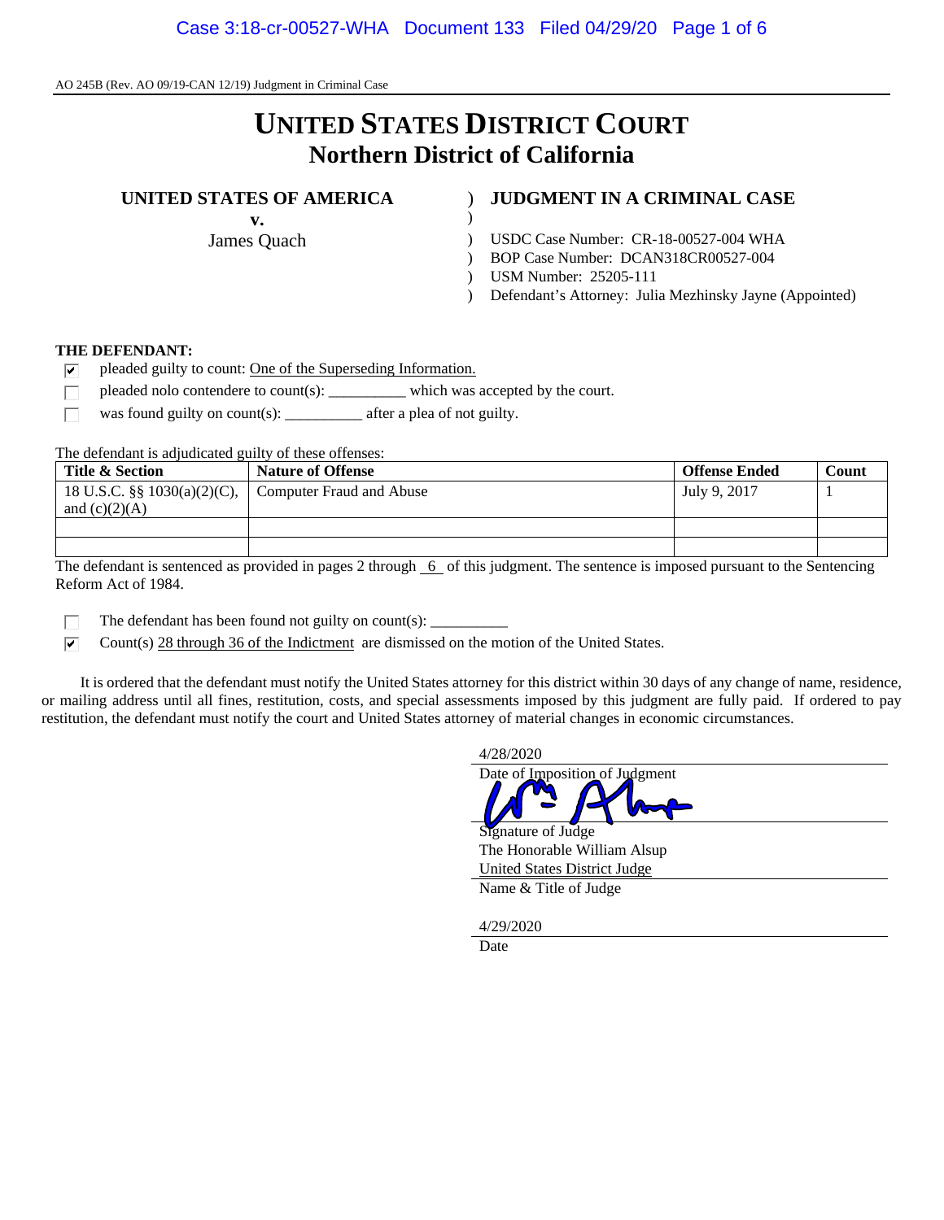AO 245B (Rev. AO 09/19-CAN 12/19) Judgment in Criminal Case

# UNITED STATES DISTRICT COURT
## Northern District of California

**UNITED STATES OF AMERICA**
**v.**
James Quach

**JUDGMENT IN A CRIMINAL CASE**

USDC Case Number: CR-18-00527-004 WHA
BOP Case Number: DCAN318CR00527-004
USM Number: 25205-111
Defendant's Attorney: Julia Mezhinsky Jayne (Appointed)

**THE DEFENDANT:**

- [x] pleaded guilty to count: One of the Superseding Information.
- [ ] pleaded nolo contendere to count(s): __________ which was accepted by the court.
- [ ] was found guilty on count(s): __________ after a plea of not guilty.

The defendant is adjudicated guilty of these offenses:

| Title & Section | Nature of Offense | Offense Ended | Count |
|---|---|---|---|
| 18 U.S.C. §§ 1030(a)(2)(C), and (c)(2)(A) | Computer Fraud and Abuse | July 9, 2017 | 1 |
| | | | |
| | | | |

The defendant is sentenced as provided in pages 2 through 6 of this judgment. The sentence is imposed pursuant to the Sentencing Reform Act of 1984.

- [ ] The defendant has been found not guilty on count(s): __________
- [x] Count(s) 28 through 36 of the Indictment are dismissed on the motion of the United States.

It is ordered that the defendant must notify the United States attorney for this district within 30 days of any change of name, residence, or mailing address until all fines, restitution, costs, and special assessments imposed by this judgment are fully paid. If ordered to pay restitution, the defendant must notify the court and United States attorney of material changes in economic circumstances.

4/28/2020
Date of Imposition of Judgment

Signature of Judge
The Honorable William Alsup
United States District Judge
Name & Title of Judge

4/29/2020
Date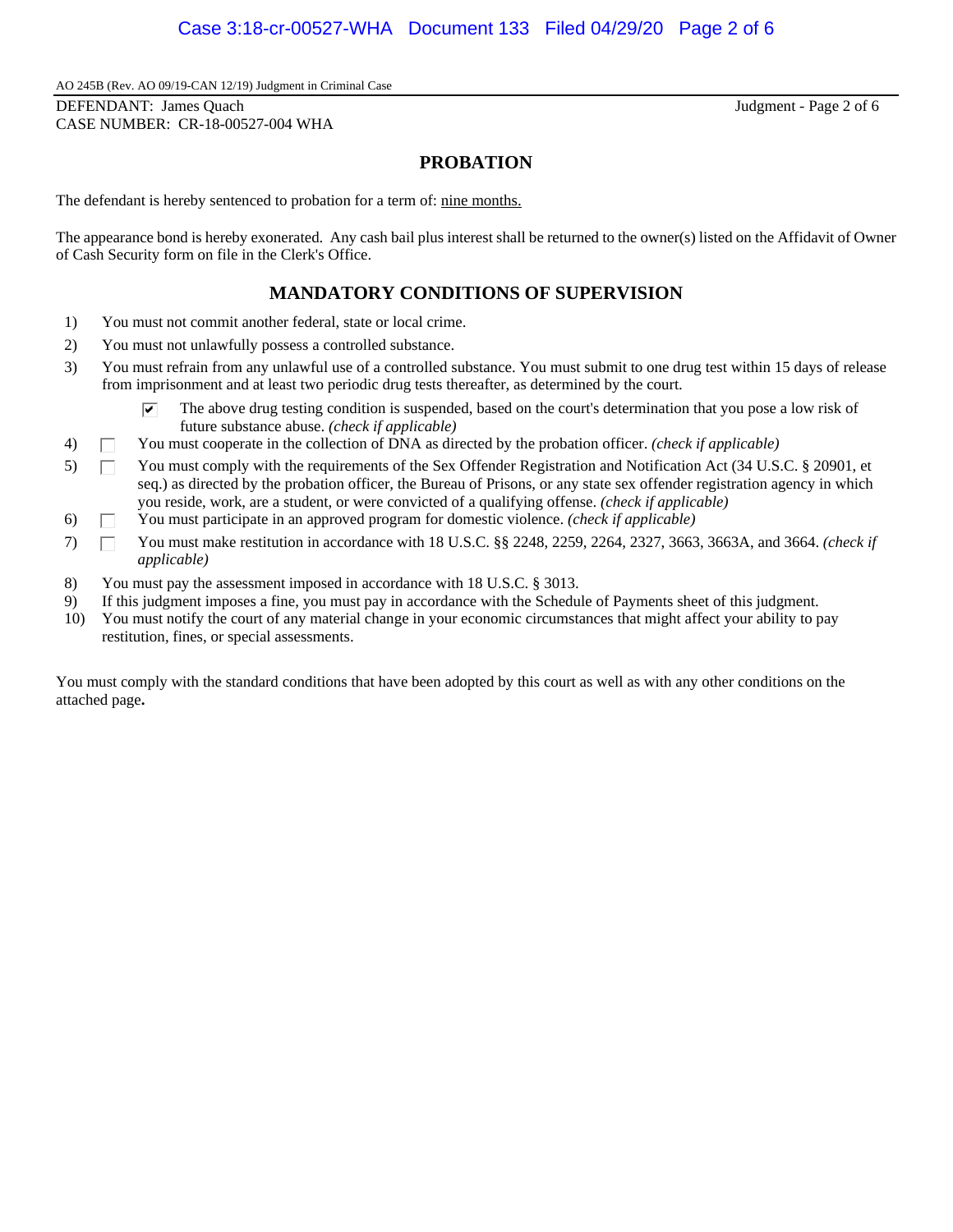AO 245B (Rev. AO 09/19-CAN 12/19) Judgment in Criminal Case

DEFENDANT: James Quach
CASE NUMBER: CR-18-00527-004 WHA

## PROBATION

The defendant is hereby sentenced to probation for a term of: nine months.

The appearance bond is hereby exonerated. Any cash bail plus interest shall be returned to the owner(s) listed on the Affidavit of Owner of Cash Security form on file in the Clerk's Office.

## MANDATORY CONDITIONS OF SUPERVISION

1) You must not commit another federal, state or local crime.
2) You must not unlawfully possess a controlled substance.
3) You must refrain from any unlawful use of a controlled substance. You must submit to one drug test within 15 days of release from imprisonment and at least two periodic drug tests thereafter, as determined by the court.
   - ☑ The above drug testing condition is suspended, based on the court's determination that you pose a low risk of future substance abuse. *(check if applicable)*
4) ☐ You must cooperate in the collection of DNA as directed by the probation officer. *(check if applicable)*
5) ☐ You must comply with the requirements of the Sex Offender Registration and Notification Act (34 U.S.C. § 20901, et seq.) as directed by the probation officer, the Bureau of Prisons, or any state sex offender registration agency in which you reside, work, are a student, or were convicted of a qualifying offense. *(check if applicable)*
6) ☐ You must participate in an approved program for domestic violence. *(check if applicable)*
7) ☐ You must make restitution in accordance with 18 U.S.C. §§ 2248, 2259, 2264, 2327, 3663, 3663A, and 3664. *(check if applicable)*
8) You must pay the assessment imposed in accordance with 18 U.S.C. § 3013.
9) If this judgment imposes a fine, you must pay in accordance with the Schedule of Payments sheet of this judgment.
10) You must notify the court of any material change in your economic circumstances that might affect your ability to pay restitution, fines, or special assessments.

You must comply with the standard conditions that have been adopted by this court as well as with any other conditions on the attached page**.**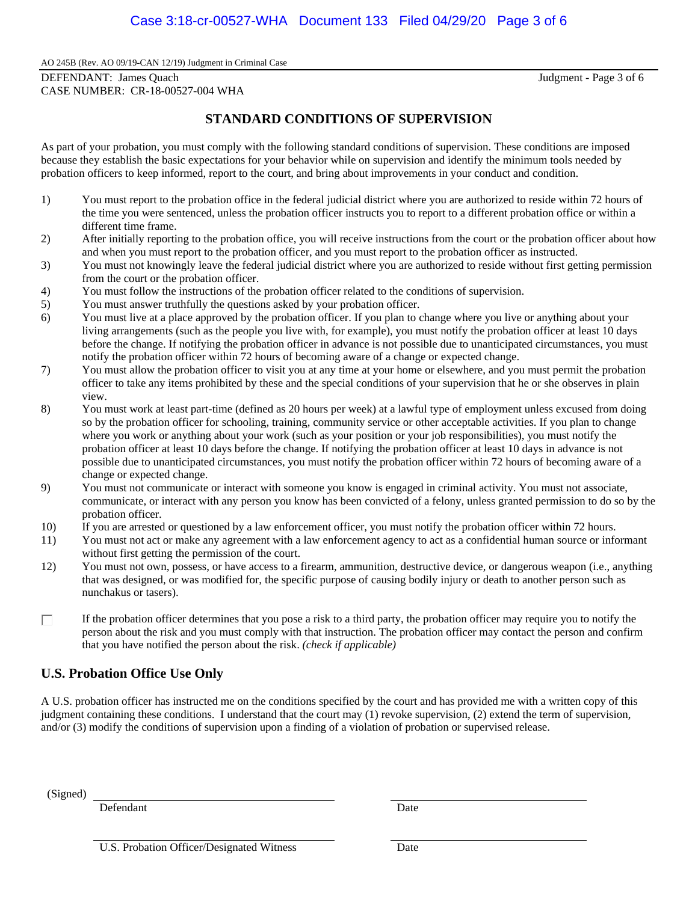AO 245B (Rev. AO 09/19-CAN 12/19) Judgment in Criminal Case

DEFENDANT: James Quach
CASE NUMBER: CR-18-00527-004 WHA

## STANDARD CONDITIONS OF SUPERVISION

As part of your probation, you must comply with the following standard conditions of supervision. These conditions are imposed because they establish the basic expectations for your behavior while on supervision and identify the minimum tools needed by probation officers to keep informed, report to the court, and bring about improvements in your conduct and condition.

1) You must report to the probation office in the federal judicial district where you are authorized to reside within 72 hours of the time you were sentenced, unless the probation officer instructs you to report to a different probation office or within a different time frame.
2) After initially reporting to the probation office, you will receive instructions from the court or the probation officer about how and when you must report to the probation officer, and you must report to the probation officer as instructed.
3) You must not knowingly leave the federal judicial district where you are authorized to reside without first getting permission from the court or the probation officer.
4) You must follow the instructions of the probation officer related to the conditions of supervision.
5) You must answer truthfully the questions asked by your probation officer.
6) You must live at a place approved by the probation officer. If you plan to change where you live or anything about your living arrangements (such as the people you live with, for example), you must notify the probation officer at least 10 days before the change. If notifying the probation officer in advance is not possible due to unanticipated circumstances, you must notify the probation officer within 72 hours of becoming aware of a change or expected change.
7) You must allow the probation officer to visit you at any time at your home or elsewhere, and you must permit the probation officer to take any items prohibited by these and the special conditions of your supervision that he or she observes in plain view.
8) You must work at least part-time (defined as 20 hours per week) at a lawful type of employment unless excused from doing so by the probation officer for schooling, training, community service or other acceptable activities. If you plan to change where you work or anything about your work (such as your position or your job responsibilities), you must notify the probation officer at least 10 days before the change. If notifying the probation officer at least 10 days in advance is not possible due to unanticipated circumstances, you must notify the probation officer within 72 hours of becoming aware of a change or expected change.
9) You must not communicate or interact with someone you know is engaged in criminal activity. You must not associate, communicate, or interact with any person you know has been convicted of a felony, unless granted permission to do so by the probation officer.
10) If you are arrested or questioned by a law enforcement officer, you must notify the probation officer within 72 hours.
11) You must not act or make any agreement with a law enforcement agency to act as a confidential human source or informant without first getting the permission of the court.
12) You must not own, possess, or have access to a firearm, ammunition, destructive device, or dangerous weapon (i.e., anything that was designed, or was modified for, the specific purpose of causing bodily injury or death to another person such as nunchakus or tasers).

☐ If the probation officer determines that you pose a risk to a third party, the probation officer may require you to notify the person about the risk and you must comply with that instruction. The probation officer may contact the person and confirm that you have notified the person about the risk. *(check if applicable)*

## U.S. Probation Office Use Only

A U.S. probation officer has instructed me on the conditions specified by the court and has provided me with a written copy of this judgment containing these conditions. I understand that the court may (1) revoke supervision, (2) extend the term of supervision, and/or (3) modify the conditions of supervision upon a finding of a violation of probation or supervised release.

(Signed) ______________________________ ______________________________
Defendant Date

______________________________ ______________________________
U.S. Probation Officer/Designated Witness Date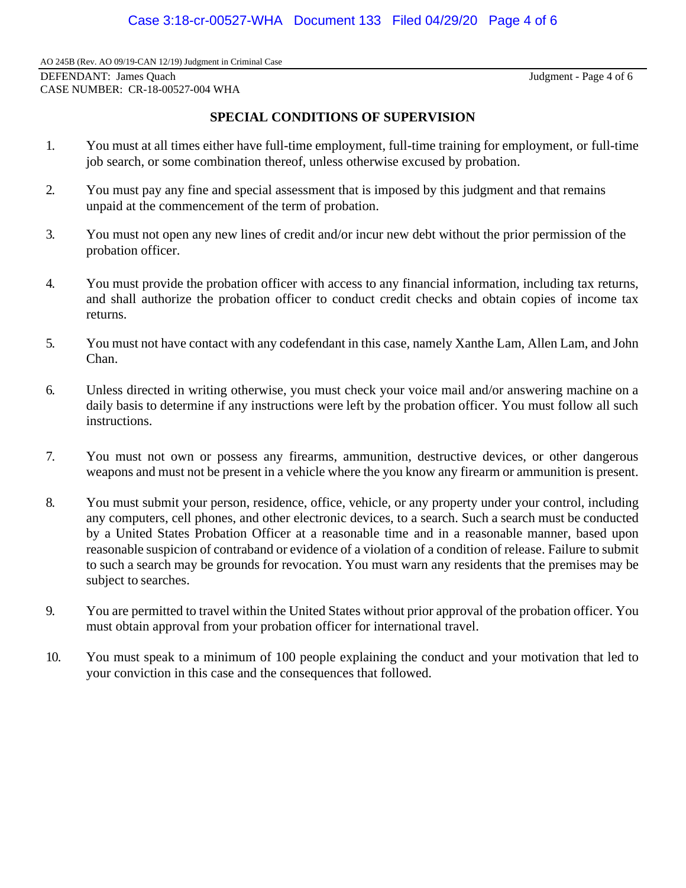AO 245B (Rev. AO 09/19-CAN 12/19) Judgment in Criminal Case

DEFENDANT: James Quach
CASE NUMBER: CR-18-00527-004 WHA

## SPECIAL CONDITIONS OF SUPERVISION

1. You must at all times either have full-time employment, full-time training for employment, or full-time job search, or some combination thereof, unless otherwise excused by probation.

2. You must pay any fine and special assessment that is imposed by this judgment and that remains unpaid at the commencement of the term of probation.

3. You must not open any new lines of credit and/or incur new debt without the prior permission of the probation officer.

4. You must provide the probation officer with access to any financial information, including tax returns, and shall authorize the probation officer to conduct credit checks and obtain copies of income tax returns.

5. You must not have contact with any codefendant in this case, namely Xanthe Lam, Allen Lam, and John Chan.

6. Unless directed in writing otherwise, you must check your voice mail and/or answering machine on a daily basis to determine if any instructions were left by the probation officer. You must follow all such instructions.

7. You must not own or possess any firearms, ammunition, destructive devices, or other dangerous weapons and must not be present in a vehicle where the you know any firearm or ammunition is present.

8. You must submit your person, residence, office, vehicle, or any property under your control, including any computers, cell phones, and other electronic devices, to a search. Such a search must be conducted by a United States Probation Officer at a reasonable time and in a reasonable manner, based upon reasonable suspicion of contraband or evidence of a violation of a condition of release. Failure to submit to such a search may be grounds for revocation. You must warn any residents that the premises may be subject to searches.

9. You are permitted to travel within the United States without prior approval of the probation officer. You must obtain approval from your probation officer for international travel.

10. You must speak to a minimum of 100 people explaining the conduct and your motivation that led to your conviction in this case and the consequences that followed.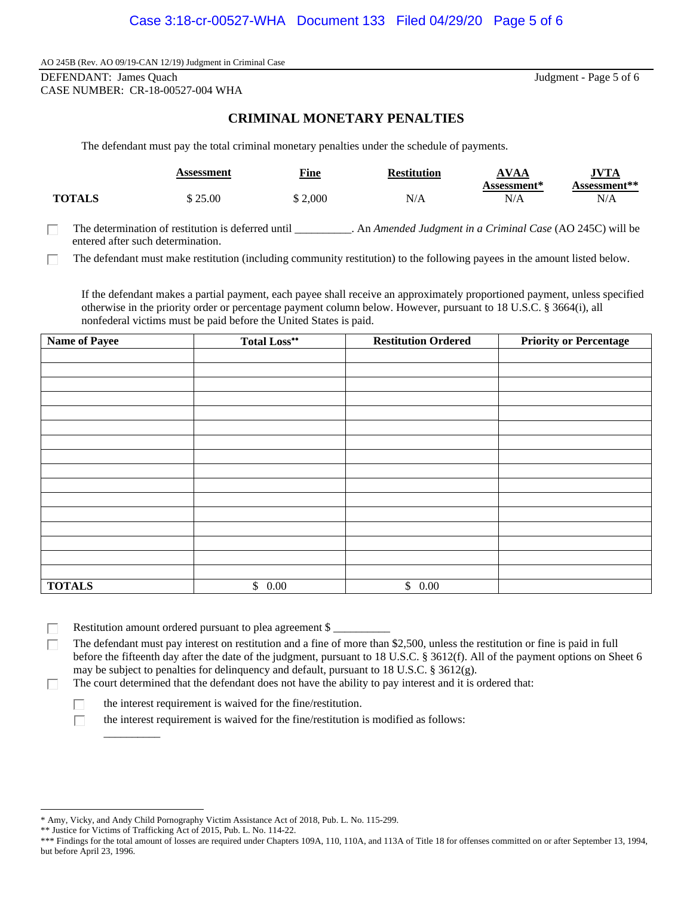AO 245B (Rev. AO 09/19-CAN 12/19) Judgment in Criminal Case

DEFENDANT: James Quach
CASE NUMBER: CR-18-00527-004 WHA

## CRIMINAL MONETARY PENALTIES

The defendant must pay the total criminal monetary penalties under the schedule of payments.

| | Assessment | Fine | Restitution | AVAA Assessment* | JVTA Assessment** |
|---|---|---|---|---|---|
| **TOTALS** | $ 25.00 | $ 2,000 | N/A | N/A | N/A |

☐ The determination of restitution is deferred until __________. An *Amended Judgment in a Criminal Case* (AO 245C) will be entered after such determination.

☐ The defendant must make restitution (including community restitution) to the following payees in the amount listed below.

If the defendant makes a partial payment, each payee shall receive an approximately proportioned payment, unless specified otherwise in the priority order or percentage payment column below. However, pursuant to 18 U.S.C. § 3664(i), all nonfederal victims must be paid before the United States is paid.

| Name of Payee | Total Loss** | Restitution Ordered | Priority or Percentage |
|---|---|---|---|
| | | | |
| | | | |
| | | | |
| | | | |
| | | | |
| | | | |
| | | | |
| | | | |
| | | | |
| | | | |
| | | | |
| | | | |
| | | | |
| | | | |
| | | | |
| | | | |
| **TOTALS** | $ 0.00 | $ 0.00 | |

☐ Restitution amount ordered pursuant to plea agreement $ __________

☐ The defendant must pay interest on restitution and a fine of more than $2,500, unless the restitution or fine is paid in full before the fifteenth day after the date of the judgment, pursuant to 18 U.S.C. § 3612(f). All of the payment options on Sheet 6 may be subject to penalties for delinquency and default, pursuant to 18 U.S.C. § 3612(g).

☐ The court determined that the defendant does not have the ability to pay interest and it is ordered that:

- ☐ the interest requirement is waived for the fine/restitution.
- ☐ the interest requirement is waived for the fine/restitution is modified as follows:

__________

---

* Amy, Vicky, and Andy Child Pornography Victim Assistance Act of 2018, Pub. L. No. 115-299.
** Justice for Victims of Trafficking Act of 2015, Pub. L. No. 114-22.
*** Findings for the total amount of losses are required under Chapters 109A, 110, 110A, and 113A of Title 18 for offenses committed on or after September 13, 1994, but before April 23, 1996.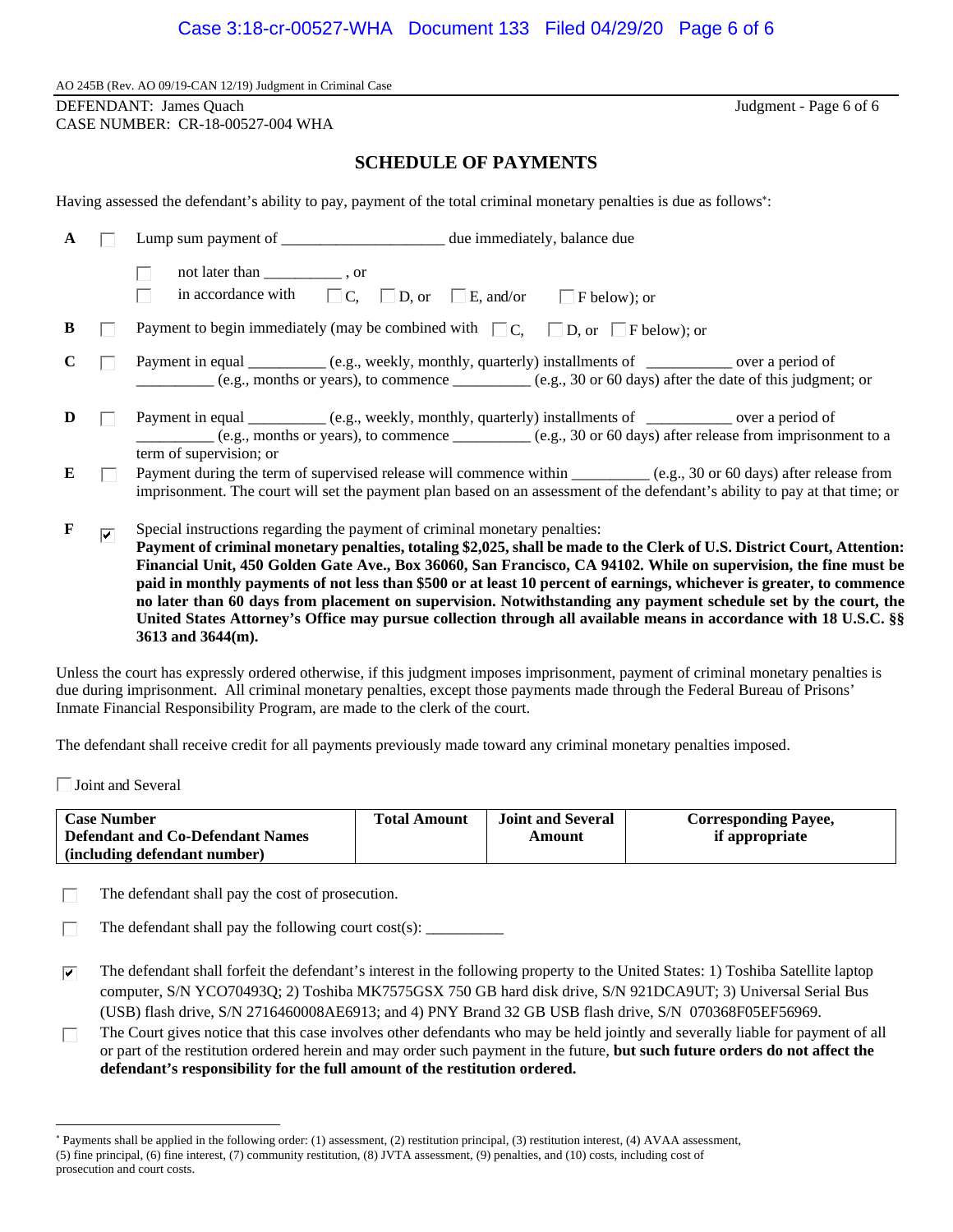AO 245B (Rev. AO 09/19-CAN 12/19) Judgment in Criminal Case

DEFENDANT: James Quach
CASE NUMBER: CR-18-00527-004 WHA

## SCHEDULE OF PAYMENTS

Having assessed the defendant's ability to pay, payment of the total criminal monetary penalties is due as follows*:

**A** ☐ Lump sum payment of ____________________ due immediately, balance due

☐ not later than __________ , or
☐ in accordance with ☐ C, ☐ D, or ☐ E, and/or ☐ F below); or

**B** ☐ Payment to begin immediately (may be combined with ☐ C, ☐ D, or ☐ F below); or

**C** ☐ Payment in equal _________ (e.g., weekly, monthly, quarterly) installments of __________ over a period of _________ (e.g., months or years), to commence _________ (e.g., 30 or 60 days) after the date of this judgment; or

**D** ☐ Payment in equal _________ (e.g., weekly, monthly, quarterly) installments of __________ over a period of _________ (e.g., months or years), to commence _________ (e.g., 30 or 60 days) after release from imprisonment to a term of supervision; or

**E** ☐ Payment during the term of supervised release will commence within _________ (e.g., 30 or 60 days) after release from imprisonment. The court will set the payment plan based on an assessment of the defendant's ability to pay at that time; or

**F** ☑ Special instructions regarding the payment of criminal monetary penalties:
**Payment of criminal monetary penalties, totaling $2,025, shall be made to the Clerk of U.S. District Court, Attention: Financial Unit, 450 Golden Gate Ave., Box 36060, San Francisco, CA 94102. While on supervision, the fine must be paid in monthly payments of not less than $500 or at least 10 percent of earnings, whichever is greater, to commence no later than 60 days from placement on supervision. Notwithstanding any payment schedule set by the court, the United States Attorney's Office may pursue collection through all available means in accordance with 18 U.S.C. §§ 3613 and 3644(m).**

Unless the court has expressly ordered otherwise, if this judgment imposes imprisonment, payment of criminal monetary penalties is due during imprisonment. All criminal monetary penalties, except those payments made through the Federal Bureau of Prisons' Inmate Financial Responsibility Program, are made to the clerk of the court.

The defendant shall receive credit for all payments previously made toward any criminal monetary penalties imposed.

☐ Joint and Several

| Case Number Defendant and Co-Defendant Names (including defendant number) | Total Amount | Joint and Several Amount | Corresponding Payee, if appropriate |
|---|---|---|---|

☐ The defendant shall pay the cost of prosecution.

☐ The defendant shall pay the following court cost(s): __________

☑ The defendant shall forfeit the defendant's interest in the following property to the United States: 1) Toshiba Satellite laptop computer, S/N YCO70493Q; 2) Toshiba MK7575GSX 750 GB hard disk drive, S/N 921DCA9UT; 3) Universal Serial Bus (USB) flash drive, S/N 2716460008AE6913; and 4) PNY Brand 32 GB USB flash drive, S/N 070368F05EF56969.

☐ The Court gives notice that this case involves other defendants who may be held jointly and severally liable for payment of all or part of the restitution ordered herein and may order such payment in the future, **but such future orders do not affect the defendant's responsibility for the full amount of the restitution ordered.**

* Payments shall be applied in the following order: (1) assessment, (2) restitution principal, (3) restitution interest, (4) AVAA assessment, (5) fine principal, (6) fine interest, (7) community restitution, (8) JVTA assessment, (9) penalties, and (10) costs, including cost of prosecution and court costs.